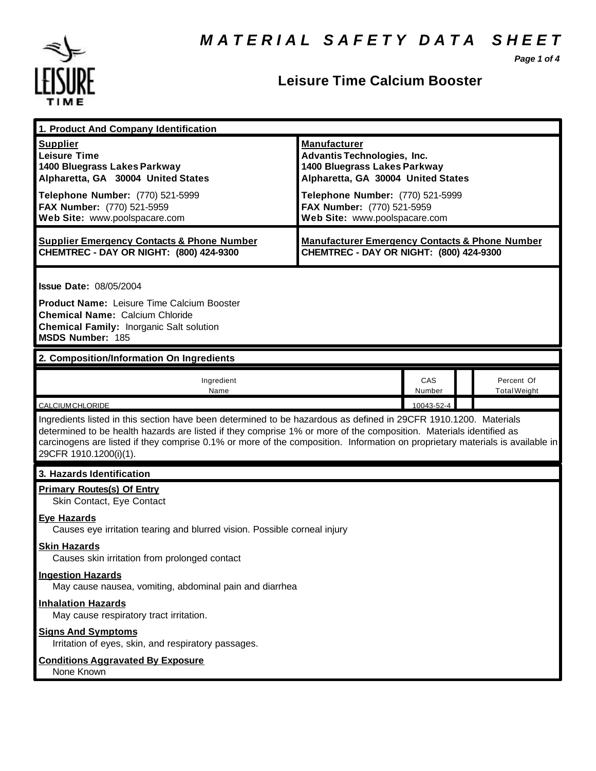# MATERIAL SAFETY DATA SHEET

## Leisure Time Calcium Booster

### 1. Product And Company Identification

| Supplier | Manufacturer |
|---|---|
| **Leisure Time**<br>**1400 Bluegrass Lakes Parkway**<br>**Alpharetta, GA 30004 United States** | **Advantis Technologies, Inc.**<br>**1400 Bluegrass Lakes Parkway**<br>**Alpharetta, GA 30004 United States** |
| **Telephone Number:** (770) 521-5999<br>**FAX Number:** (770) 521-5959<br>**Web Site:** www.poolspacare.com | **Telephone Number:** (770) 521-5999<br>**FAX Number:** (770) 521-5959<br>**Web Site:** www.poolspacare.com |
| **Supplier Emergency Contacts & Phone Number**<br>**CHEMTREC - DAY OR NIGHT: (800) 424-9300** | **Manufacturer Emergency Contacts & Phone Number**<br>**CHEMTREC - DAY OR NIGHT: (800) 424-9300** |

**Issue Date:** 08/05/2004

**Product Name:** Leisure Time Calcium Booster
**Chemical Name:** Calcium Chloride
**Chemical Family:** Inorganic Salt solution
**MSDS Number:** 185

### 2. Composition/Information On Ingredients

| Ingredient Name | CAS Number | | Percent Of Total Weight |
|---|---|---|---|
| CALCIUM CHLORIDE | 10043-52-4 | | |

Ingredients listed in this section have been determined to be hazardous as defined in 29CFR 1910.1200. Materials determined to be health hazards are listed if they comprise 1% or more of the composition. Materials identified as carcinogens are listed if they comprise 0.1% or more of the composition. Information on proprietary materials is available in 29CFR 1910.1200(i)(1).

### 3. Hazards Identification

**Primary Routes(s) Of Entry**
Skin Contact, Eye Contact

**Eye Hazards**
Causes eye irritation tearing and blurred vision. Possible corneal injury

**Skin Hazards**
Causes skin irritation from prolonged contact

**Ingestion Hazards**
May cause nausea, vomiting, abdominal pain and diarrhea

**Inhalation Hazards**
May cause respiratory tract irritation.

**Signs And Symptoms**
Irritation of eyes, skin, and respiratory passages.

**Conditions Aggravated By Exposure**
None Known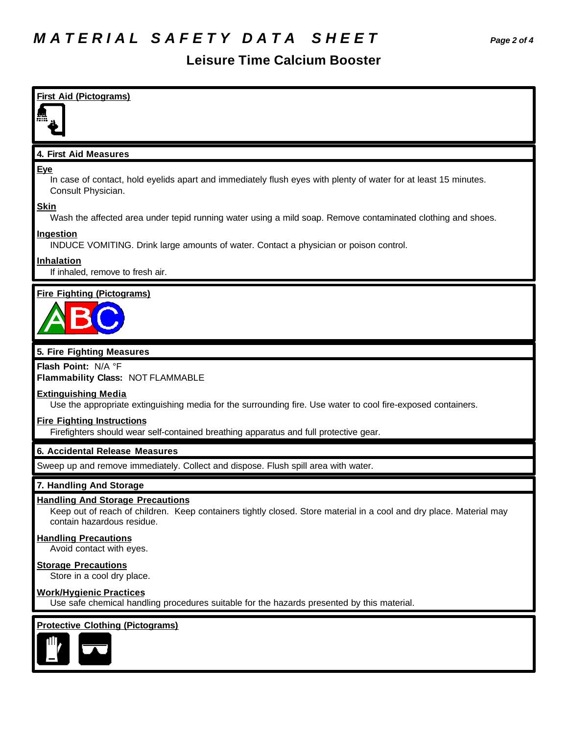# MATERIAL SAFETY DATA SHEET

## Leisure Time Calcium Booster

**First Aid (Pictograms)**

### 4. First Aid Measures

**Eye**

In case of contact, hold eyelids apart and immediately flush eyes with plenty of water for at least 15 minutes. Consult Physician.

**Skin**

Wash the affected area under tepid running water using a mild soap. Remove contaminated clothing and shoes.

**Ingestion**

INDUCE VOMITING. Drink large amounts of water. Contact a physician or poison control.

**Inhalation**

If inhaled, remove to fresh air.

**Fire Fighting (Pictograms)**

### 5. Fire Fighting Measures

**Flash Point:** N/A °F
**Flammability Class:** NOT FLAMMABLE

**Extinguishing Media**

Use the appropriate extinguishing media for the surrounding fire. Use water to cool fire-exposed containers.

**Fire Fighting Instructions**

Firefighters should wear self-contained breathing apparatus and full protective gear.

### 6. Accidental Release Measures

Sweep up and remove immediately. Collect and dispose. Flush spill area with water.

### 7. Handling And Storage

**Handling And Storage Precautions**

Keep out of reach of children. Keep containers tightly closed. Store material in a cool and dry place. Material may contain hazardous residue.

**Handling Precautions**

Avoid contact with eyes.

**Storage Precautions**

Store in a cool dry place.

**Work/Hygienic Practices**

Use safe chemical handling procedures suitable for the hazards presented by this material.

**Protective Clothing (Pictograms)**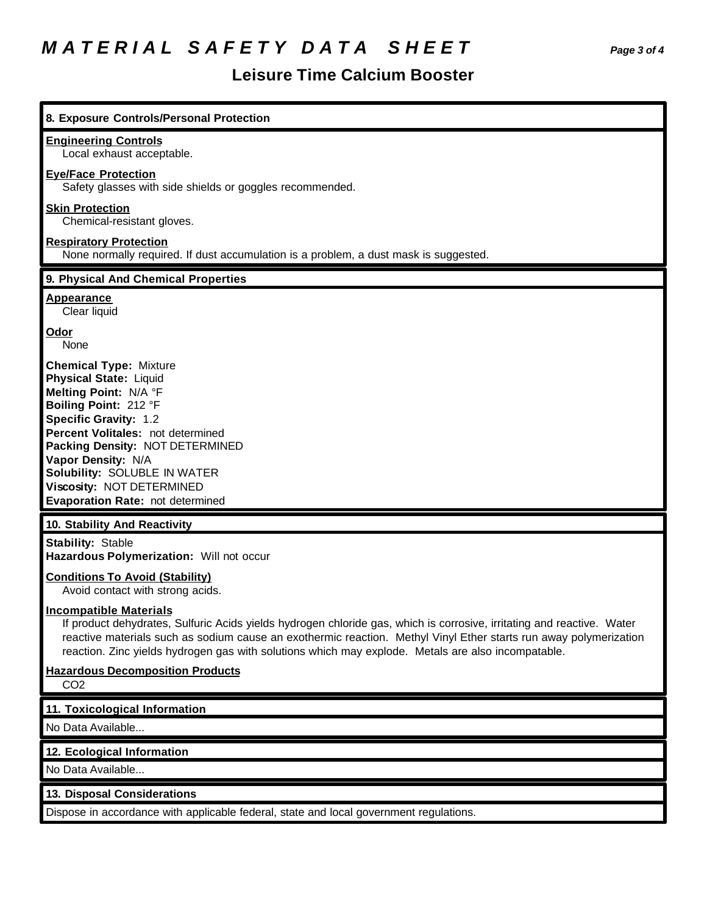# MATERIAL SAFETY DATA SHEET

## Leisure Time Calcium Booster

### 8. Exposure Controls/Personal Protection

**Engineering Controls**
Local exhaust acceptable.

**Eye/Face Protection**
Safety glasses with side shields or goggles recommended.

**Skin Protection**
Chemical-resistant gloves.

**Respiratory Protection**
None normally required. If dust accumulation is a problem, a dust mask is suggested.

### 9. Physical And Chemical Properties

**Appearance**
Clear liquid

**Odor**
None

**Chemical Type:** Mixture
**Physical State:** Liquid
**Melting Point:** N/A °F
**Boiling Point:** 212 °F
**Specific Gravity:** 1.2
**Percent Volitales:** not determined
**Packing Density:** NOT DETERMINED
**Vapor Density:** N/A
**Solubility:** SOLUBLE IN WATER
**Viscosity:** NOT DETERMINED
**Evaporation Rate:** not determined

### 10. Stability And Reactivity

**Stability:** Stable
**Hazardous Polymerization:** Will not occur

**Conditions To Avoid (Stability)**
Avoid contact with strong acids.

**Incompatible Materials**
If product dehydrates, Sulfuric Acids yields hydrogen chloride gas, which is corrosive, irritating and reactive. Water reactive materials such as sodium cause an exothermic reaction. Methyl Vinyl Ether starts run away polymerization reaction. Zinc yields hydrogen gas with solutions which may explode. Metals are also incompatable.

**Hazardous Decomposition Products**
$CO_2$

### 11. Toxicological Information

No Data Available...

### 12. Ecological Information

No Data Available...

### 13. Disposal Considerations

Dispose in accordance with applicable federal, state and local government regulations.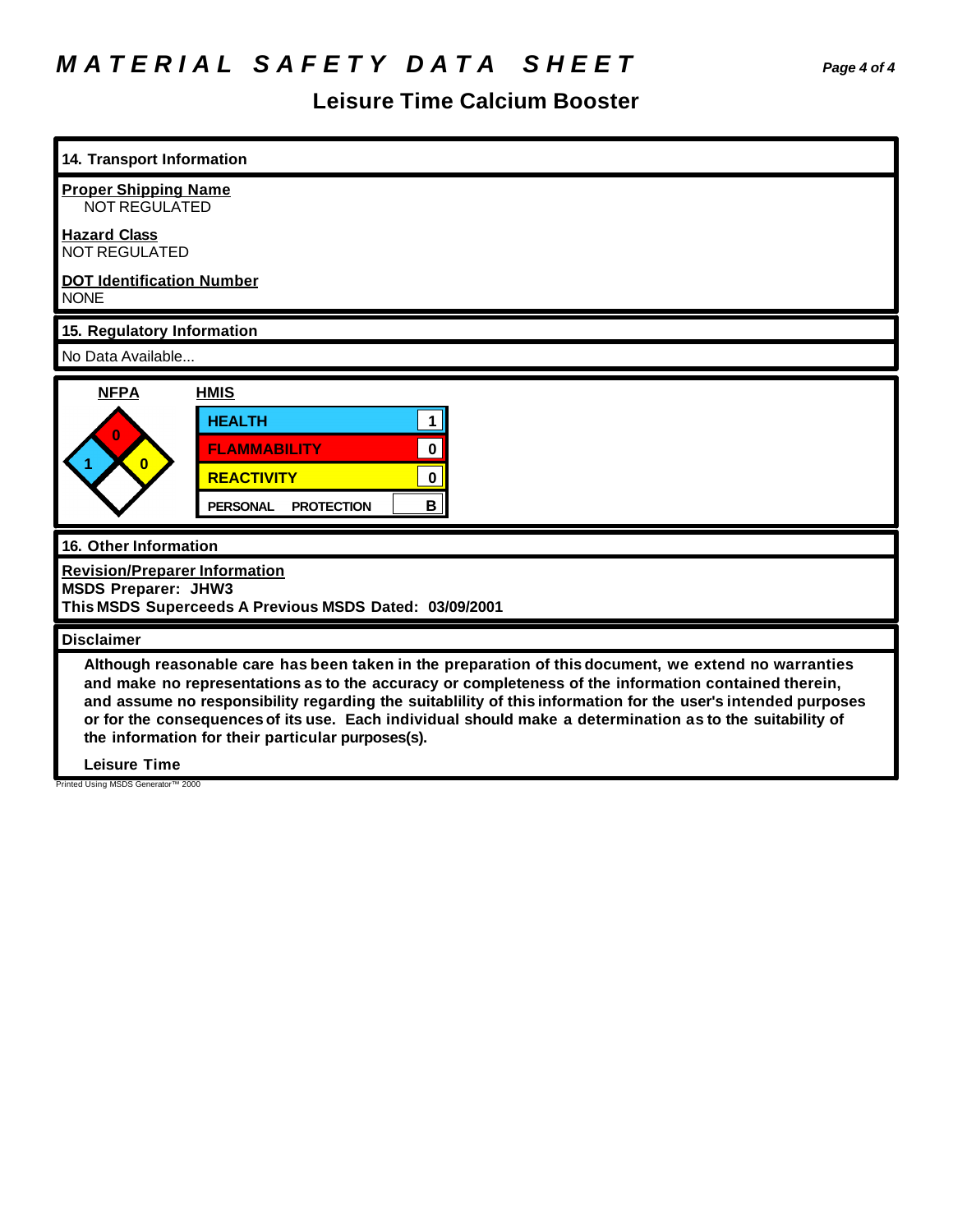# MATERIAL SAFETY DATA SHEET

## Leisure Time Calcium Booster

### 14. Transport Information

**Proper Shipping Name**
NOT REGULATED

**Hazard Class**
NOT REGULATED

**DOT Identification Number**
NONE

### 15. Regulatory Information

No Data Available...

**NFPA**

0
1 0

**HMIS**

| | |
|---|---|
| HEALTH | 1 |
| FLAMMABILITY | 0 |
| REACTIVITY | 0 |
| PERSONAL PROTECTION | B |

### 16. Other Information

**Revision/Preparer Information**
**MSDS Preparer: JHW3**
**This MSDS Superceeds A Previous MSDS Dated: 03/09/2001**

### Disclaimer

**Although reasonable care has been taken in the preparation of this document, we extend no warranties and make no representations as to the accuracy or completeness of the information contained therein, and assume no responsibility regarding the suitablility of this information for the user's intended purposes or for the consequences of its use. Each individual should make a determination as to the suitability of the information for their particular purposes(s).**

**Leisure Time**

Printed Using MSDS Generator™ 2000